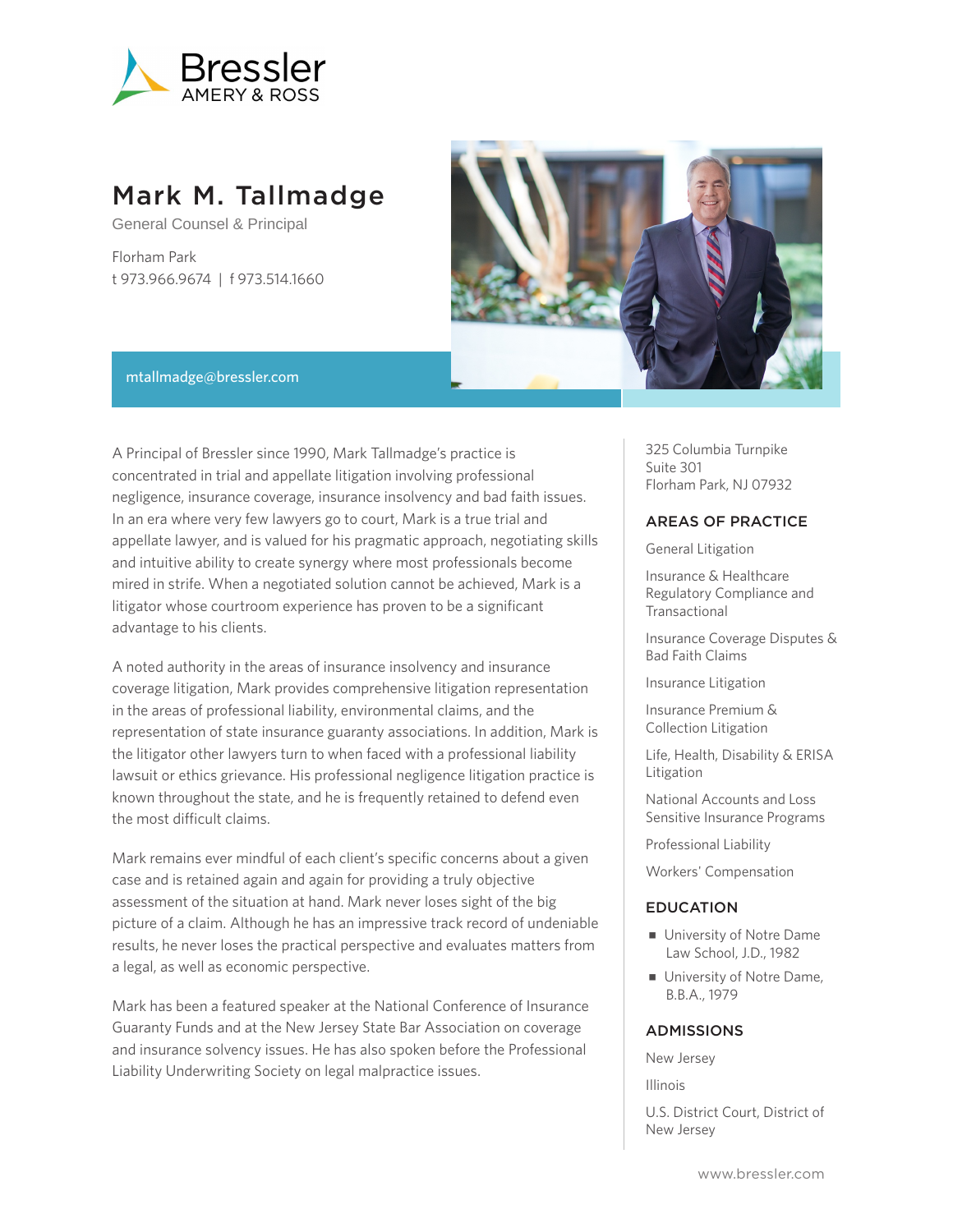# Mark M. Tallmadge

General Counsel & Principal

Florham Park
t 973.966.9674 | f 973.514.1660

mtallmadge@bressler.com

A Principal of Bressler since 1990, Mark Tallmadge's practice is concentrated in trial and appellate litigation involving professional negligence, insurance coverage, insurance insolvency and bad faith issues. In an era where very few lawyers go to court, Mark is a true trial and appellate lawyer, and is valued for his pragmatic approach, negotiating skills and intuitive ability to create synergy where most professionals become mired in strife. When a negotiated solution cannot be achieved, Mark is a litigator whose courtroom experience has proven to be a significant advantage to his clients.

A noted authority in the areas of insurance insolvency and insurance coverage litigation, Mark provides comprehensive litigation representation in the areas of professional liability, environmental claims, and the representation of state insurance guaranty associations. In addition, Mark is the litigator other lawyers turn to when faced with a professional liability lawsuit or ethics grievance. His professional negligence litigation practice is known throughout the state, and he is frequently retained to defend even the most difficult claims.

Mark remains ever mindful of each client's specific concerns about a given case and is retained again and again for providing a truly objective assessment of the situation at hand. Mark never loses sight of the big picture of a claim. Although he has an impressive track record of undeniable results, he never loses the practical perspective and evaluates matters from a legal, as well as economic perspective.

Mark has been a featured speaker at the National Conference of Insurance Guaranty Funds and at the New Jersey State Bar Association on coverage and insurance solvency issues. He has also spoken before the Professional Liability Underwriting Society on legal malpractice issues.

325 Columbia Turnpike
Suite 301
Florham Park, NJ 07932

## AREAS OF PRACTICE

General Litigation

Insurance & Healthcare Regulatory Compliance and Transactional

Insurance Coverage Disputes & Bad Faith Claims

Insurance Litigation

Insurance Premium & Collection Litigation

Life, Health, Disability & ERISA Litigation

National Accounts and Loss Sensitive Insurance Programs

Professional Liability

Workers' Compensation

## EDUCATION

- University of Notre Dame Law School, J.D., 1982
- University of Notre Dame, B.B.A., 1979

## ADMISSIONS

New Jersey

Illinois

U.S. District Court, District of New Jersey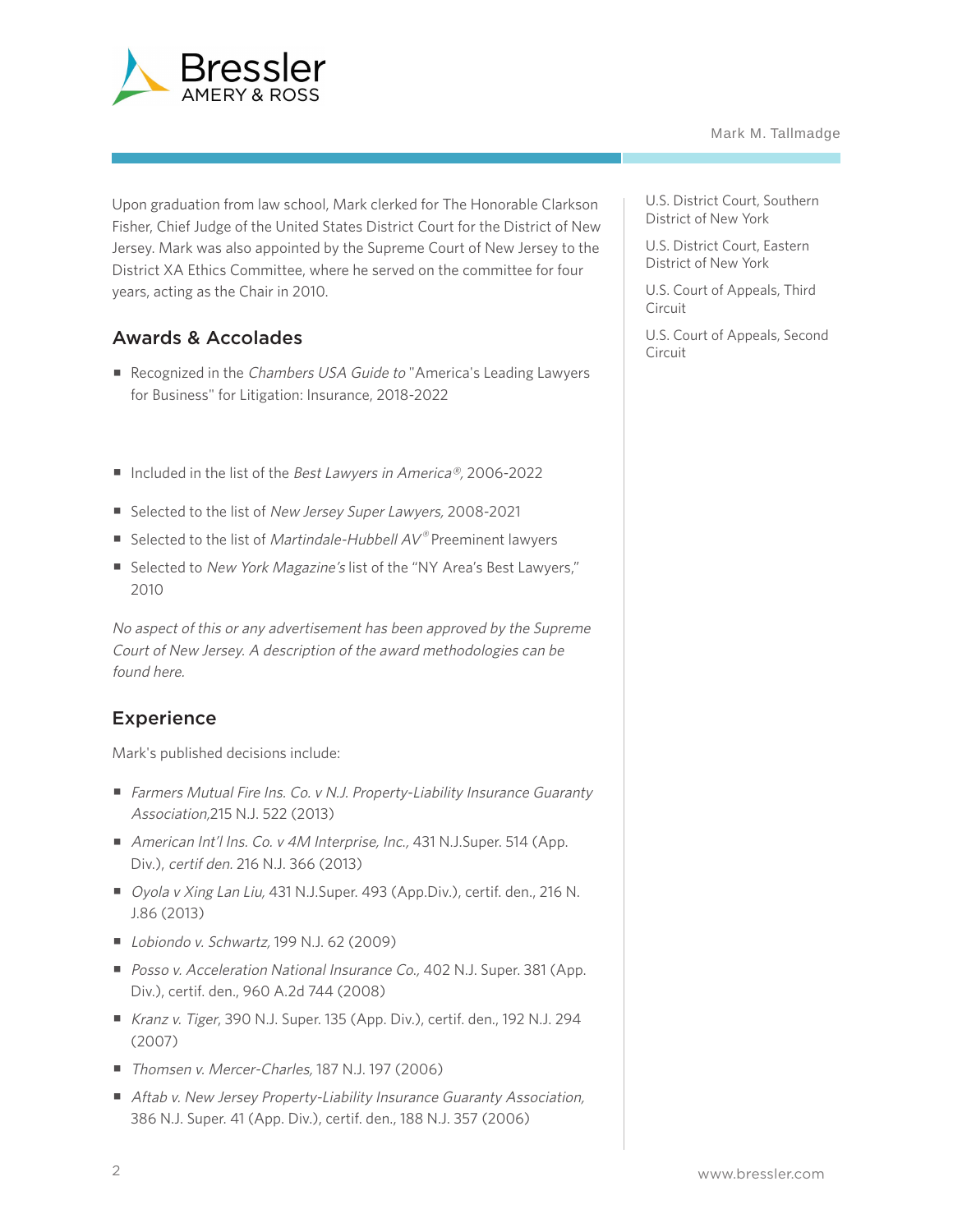Upon graduation from law school, Mark clerked for The Honorable Clarkson Fisher, Chief Judge of the United States District Court for the District of New Jersey. Mark was also appointed by the Supreme Court of New Jersey to the District XA Ethics Committee, where he served on the committee for four years, acting as the Chair in 2010.

U.S. District Court, Southern District of New York

U.S. District Court, Eastern District of New York

U.S. Court of Appeals, Third Circuit

U.S. Court of Appeals, Second Circuit

## Awards & Accolades

- Recognized in the *Chambers USA Guide to* "America's Leading Lawyers for Business" for Litigation: Insurance, 2018-2022
- Included in the list of the *Best Lawyers in America®,* 2006-2022
- Selected to the list of *New Jersey Super Lawyers,* 2008-2021
- Selected to the list of *Martindale-Hubbell AV®* Preeminent lawyers
- Selected to *New York Magazine's* list of the "NY Area's Best Lawyers," 2010

*No aspect of this or any advertisement has been approved by the Supreme Court of New Jersey. A description of the award methodologies can be found here.*

## Experience

Mark's published decisions include:

- *Farmers Mutual Fire Ins. Co. v N.J. Property-Liability Insurance Guaranty Association,*215 N.J. 522 (2013)
- *American Int'l Ins. Co. v 4M Interprise, Inc.,* 431 N.J.Super. 514 (App. Div.), *certif den.* 216 N.J. 366 (2013)
- *Oyola v Xing Lan Liu,* 431 N.J.Super. 493 (App.Div.), certif. den., 216 N. J.86 (2013)
- *Lobiondo v. Schwartz,* 199 N.J. 62 (2009)
- *Posso v. Acceleration National Insurance Co.,* 402 N.J. Super. 381 (App. Div.), certif. den., 960 A.2d 744 (2008)
- *Kranz v. Tiger*, 390 N.J. Super. 135 (App. Div.), certif. den., 192 N.J. 294 (2007)
- *Thomsen v. Mercer-Charles,* 187 N.J. 197 (2006)
- *Aftab v. New Jersey Property-Liability Insurance Guaranty Association,* 386 N.J. Super. 41 (App. Div.), certif. den., 188 N.J. 357 (2006)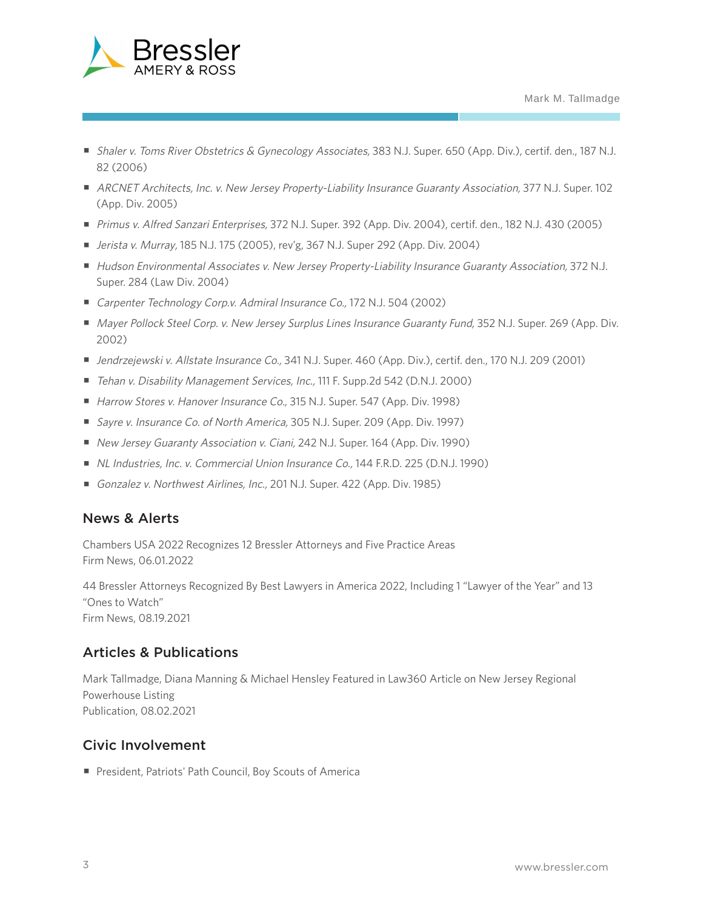- *Shaler v. Toms River Obstetrics & Gynecology Associates,* 383 N.J. Super. 650 (App. Div.), certif. den., 187 N.J. 82 (2006)
- *ARCNET Architects, Inc. v. New Jersey Property-Liability Insurance Guaranty Association,* 377 N.J. Super. 102 (App. Div. 2005)
- *Primus v. Alfred Sanzari Enterprises,* 372 N.J. Super. 392 (App. Div. 2004), certif. den., 182 N.J. 430 (2005)
- *Jerista v. Murray,* 185 N.J. 175 (2005), rev'g, 367 N.J. Super 292 (App. Div. 2004)
- *Hudson Environmental Associates v. New Jersey Property-Liability Insurance Guaranty Association,* 372 N.J. Super. 284 (Law Div. 2004)
- *Carpenter Technology Corp.v. Admiral Insurance Co.,* 172 N.J. 504 (2002)
- *Mayer Pollock Steel Corp. v. New Jersey Surplus Lines Insurance Guaranty Fund,* 352 N.J. Super. 269 (App. Div. 2002)
- *Jendrzejewski v. Allstate Insurance Co.,* 341 N.J. Super. 460 (App. Div.), certif. den., 170 N.J. 209 (2001)
- *Tehan v. Disability Management Services, Inc.,* 111 F. Supp.2d 542 (D.N.J. 2000)
- *Harrow Stores v. Hanover Insurance Co.,* 315 N.J. Super. 547 (App. Div. 1998)
- *Sayre v. Insurance Co. of North America,* 305 N.J. Super. 209 (App. Div. 1997)
- *New Jersey Guaranty Association v. Ciani,* 242 N.J. Super. 164 (App. Div. 1990)
- *NL Industries, Inc. v. Commercial Union Insurance Co.,* 144 F.R.D. 225 (D.N.J. 1990)
- *Gonzalez v. Northwest Airlines, Inc.,* 201 N.J. Super. 422 (App. Div. 1985)

## News & Alerts

Chambers USA 2022 Recognizes 12 Bressler Attorneys and Five Practice Areas
Firm News, 06.01.2022

44 Bressler Attorneys Recognized By Best Lawyers in America 2022, Including 1 "Lawyer of the Year" and 13 "Ones to Watch"
Firm News, 08.19.2021

## Articles & Publications

Mark Tallmadge, Diana Manning & Michael Hensley Featured in Law360 Article on New Jersey Regional Powerhouse Listing
Publication, 08.02.2021

## Civic Involvement

- President, Patriots' Path Council, Boy Scouts of America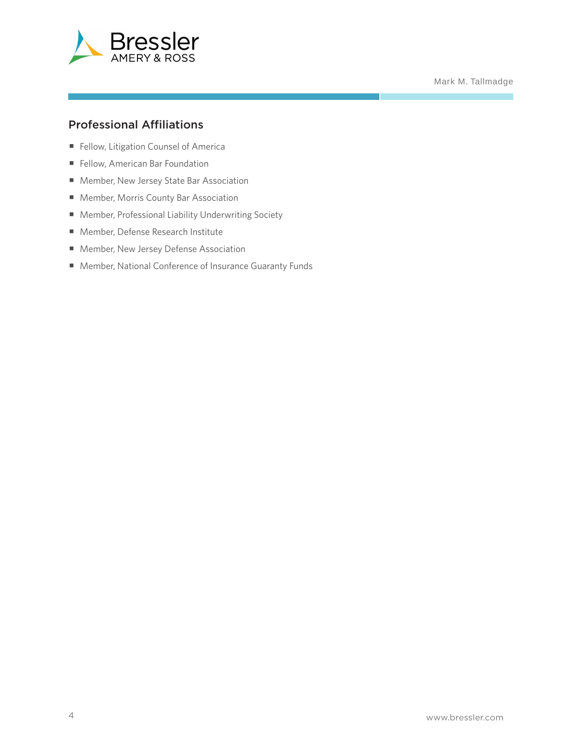## Professional Affiliations

- Fellow, Litigation Counsel of America
- Fellow, American Bar Foundation
- Member, New Jersey State Bar Association
- Member, Morris County Bar Association
- Member, Professional Liability Underwriting Society
- Member, Defense Research Institute
- Member, New Jersey Defense Association
- Member, National Conference of Insurance Guaranty Funds